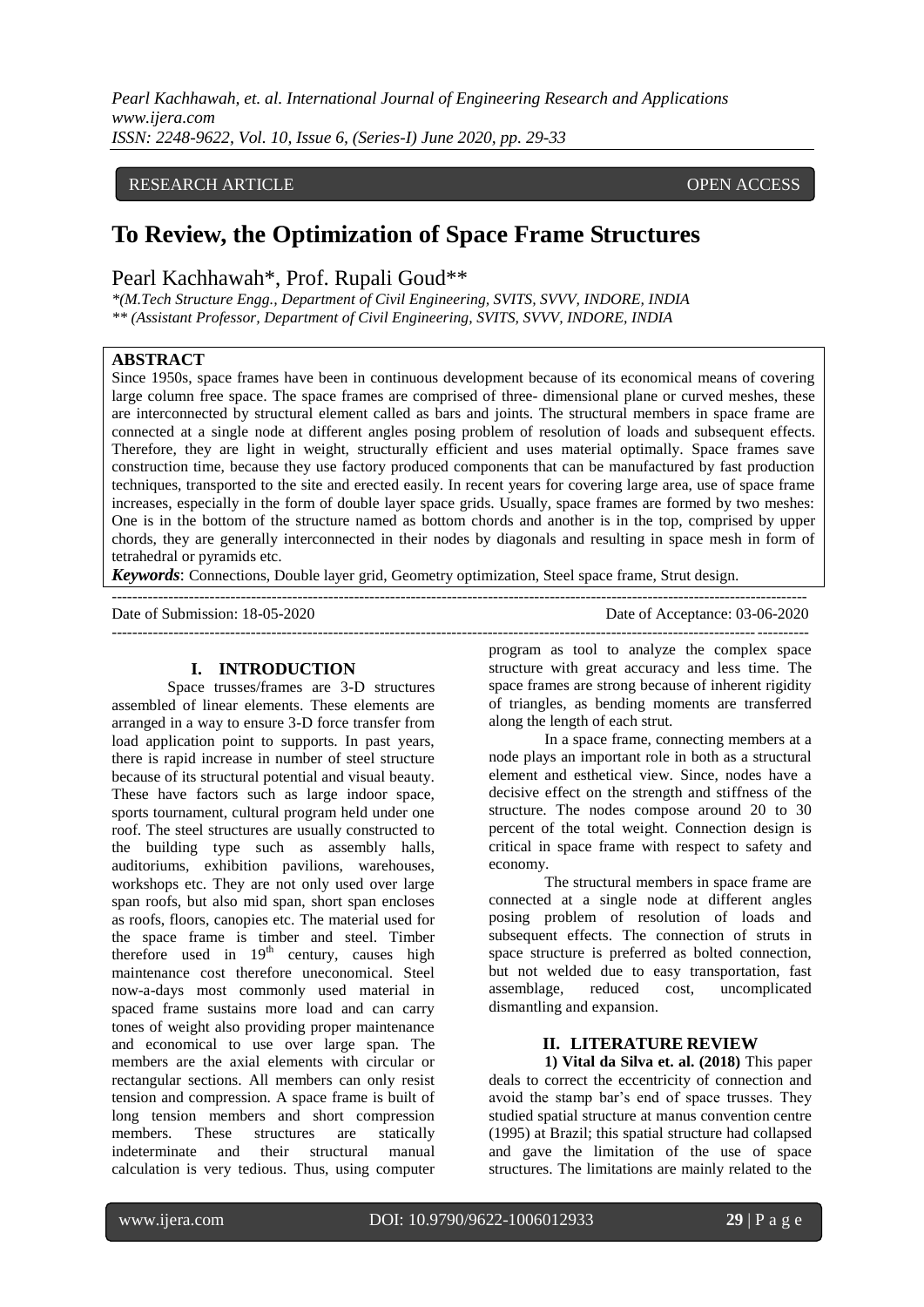RESEARCH ARTICLE OPEN ACCESS

# To Review, the Optimization of Space Frame Structures

Pearl Kachhawah*, Prof. Rupali Goud**

*\*(M.Tech Structure Engg., Department of Civil Engineering, SVITS, SVVV, INDORE, INDIA*
*\*\* (Assistant Professor, Department of Civil Engineering, SVITS, SVVV, INDORE, INDIA*

## ABSTRACT

Since 1950s, space frames have been in continuous development because of its economical means of covering large column free space. The space frames are comprised of three- dimensional plane or curved meshes, these are interconnected by structural element called as bars and joints. The structural members in space frame are connected at a single node at different angles posing problem of resolution of loads and subsequent effects. Therefore, they are light in weight, structurally efficient and uses material optimally. Space frames save construction time, because they use factory produced components that can be manufactured by fast production techniques, transported to the site and erected easily. In recent years for covering large area, use of space frame increases, especially in the form of double layer space grids. Usually, space frames are formed by two meshes: One is in the bottom of the structure named as bottom chords and another is in the top, comprised by upper chords, they are generally interconnected in their nodes by diagonals and resulting in space mesh in form of tetrahedral or pyramids etc.

***Keywords***: Connections, Double layer grid, Geometry optimization, Steel space frame, Strut design.

Date of Submission: 18-05-2020 Date of Acceptance: 03-06-2020

## I. INTRODUCTION

Space trusses/frames are 3-D structures assembled of linear elements. These elements are arranged in a way to ensure 3-D force transfer from load application point to supports. In past years, there is rapid increase in number of steel structure because of its structural potential and visual beauty. These have factors such as large indoor space, sports tournament, cultural program held under one roof. The steel structures are usually constructed to the building type such as assembly halls, auditoriums, exhibition pavilions, warehouses, workshops etc. They are not only used over large span roofs, but also mid span, short span encloses as roofs, floors, canopies etc. The material used for the space frame is timber and steel. Timber therefore used in 19th century, causes high maintenance cost therefore uneconomical. Steel now-a-days most commonly used material in spaced frame sustains more load and can carry tones of weight also providing proper maintenance and economical to use over large span. The members are the axial elements with circular or rectangular sections. All members can only resist tension and compression. A space frame is built of long tension members and short compression members. These structures are statically indeterminate and their structural manual calculation is very tedious. Thus, using computer program as tool to analyze the complex space structure with great accuracy and less time. The space frames are strong because of inherent rigidity of triangles, as bending moments are transferred along the length of each strut.

In a space frame, connecting members at a node plays an important role in both as a structural element and esthetical view. Since, nodes have a decisive effect on the strength and stiffness of the structure. The nodes compose around 20 to 30 percent of the total weight. Connection design is critical in space frame with respect to safety and economy.

The structural members in space frame are connected at a single node at different angles posing problem of resolution of loads and subsequent effects. The connection of struts in space structure is preferred as bolted connection, but not welded due to easy transportation, fast assemblage, reduced cost, uncomplicated dismantling and expansion.

## II. LITERATURE REVIEW

**1) Vital da Silva et. al. (2018)** This paper deals to correct the eccentricity of connection and avoid the stamp bar's end of space trusses. They studied spatial structure at manus convention centre (1995) at Brazil; this spatial structure had collapsed and gave the limitation of the use of space structures. The limitations are mainly related to the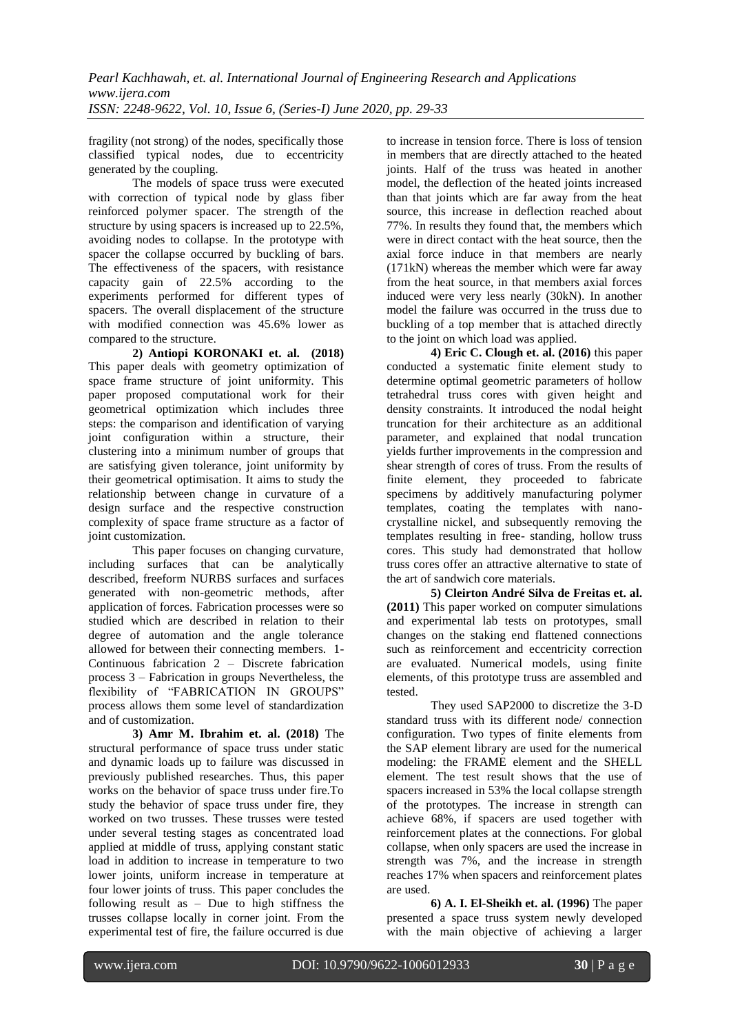fragility (not strong) of the nodes, specifically those classified typical nodes, due to eccentricity generated by the coupling.

The models of space truss were executed with correction of typical node by glass fiber reinforced polymer spacer. The strength of the structure by using spacers is increased up to 22.5%, avoiding nodes to collapse. In the prototype with spacer the collapse occurred by buckling of bars. The effectiveness of the spacers, with resistance capacity gain of 22.5% according to the experiments performed for different types of spacers. The overall displacement of the structure with modified connection was 45.6% lower as compared to the structure.

**2) Antiopi KORONAKI et. al. (2018)** This paper deals with geometry optimization of space frame structure of joint uniformity. This paper proposed computational work for their geometrical optimization which includes three steps: the comparison and identification of varying joint configuration within a structure, their clustering into a minimum number of groups that are satisfying given tolerance, joint uniformity by their geometrical optimisation. It aims to study the relationship between change in curvature of a design surface and the respective construction complexity of space frame structure as a factor of joint customization.

This paper focuses on changing curvature, including surfaces that can be analytically described, freeform NURBS surfaces and surfaces generated with non-geometric methods, after application of forces. Fabrication processes were so studied which are described in relation to their degree of automation and the angle tolerance allowed for between their connecting members. 1- Continuous fabrication 2 – Discrete fabrication process 3 – Fabrication in groups Nevertheless, the flexibility of "FABRICATION IN GROUPS" process allows them some level of standardization and of customization.

**3) Amr M. Ibrahim et. al. (2018)** The structural performance of space truss under static and dynamic loads up to failure was discussed in previously published researches. Thus, this paper works on the behavior of space truss under fire.To study the behavior of space truss under fire, they worked on two trusses. These trusses were tested under several testing stages as concentrated load applied at middle of truss, applying constant static load in addition to increase in temperature to two lower joints, uniform increase in temperature at four lower joints of truss. This paper concludes the following result as – Due to high stiffness the trusses collapse locally in corner joint. From the experimental test of fire, the failure occurred is due to increase in tension force. There is loss of tension in members that are directly attached to the heated joints. Half of the truss was heated in another model, the deflection of the heated joints increased than that joints which are far away from the heat source, this increase in deflection reached about 77%. In results they found that, the members which were in direct contact with the heat source, then the axial force induce in that members are nearly (171kN) whereas the member which were far away from the heat source, in that members axial forces induced were very less nearly (30kN). In another model the failure was occurred in the truss due to buckling of a top member that is attached directly to the joint on which load was applied.

**4) Eric C. Clough et. al. (2016)** this paper conducted a systematic finite element study to determine optimal geometric parameters of hollow tetrahedral truss cores with given height and density constraints. It introduced the nodal height truncation for their architecture as an additional parameter, and explained that nodal truncation yields further improvements in the compression and shear strength of cores of truss. From the results of finite element, they proceeded to fabricate specimens by additively manufacturing polymer templates, coating the templates with nano-crystalline nickel, and subsequently removing the templates resulting in free- standing, hollow truss cores. This study had demonstrated that hollow truss cores offer an attractive alternative to state of the art of sandwich core materials.

**5) Cleirton André Silva de Freitas et. al. (2011)** This paper worked on computer simulations and experimental lab tests on prototypes, small changes on the staking end flattened connections such as reinforcement and eccentricity correction are evaluated. Numerical models, using finite elements, of this prototype truss are assembled and tested.

They used SAP2000 to discretize the 3-D standard truss with its different node/ connection configuration. Two types of finite elements from the SAP element library are used for the numerical modeling: the FRAME element and the SHELL element. The test result shows that the use of spacers increased in 53% the local collapse strength of the prototypes. The increase in strength can achieve 68%, if spacers are used together with reinforcement plates at the connections. For global collapse, when only spacers are used the increase in strength was 7%, and the increase in strength reaches 17% when spacers and reinforcement plates are used.

**6) A. I. El-Sheikh et. al. (1996)** The paper presented a space truss system newly developed with the main objective of achieving a larger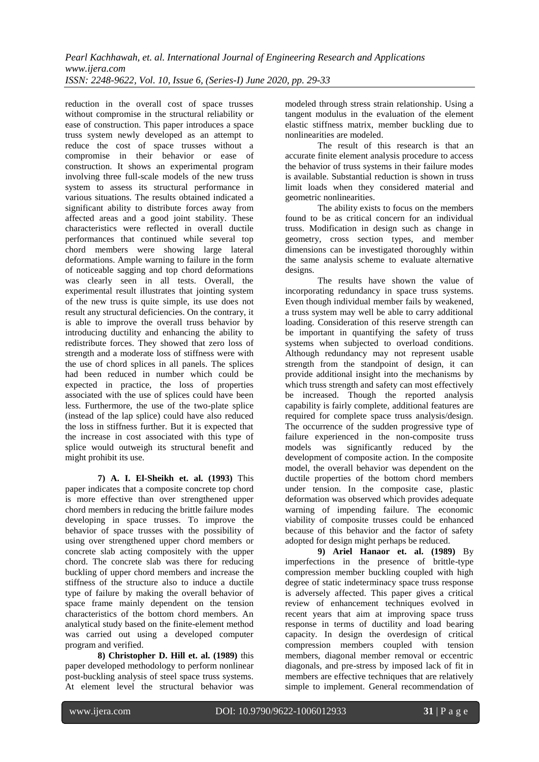reduction in the overall cost of space trusses without compromise in the structural reliability or ease of construction. This paper introduces a space truss system newly developed as an attempt to reduce the cost of space trusses without a compromise in their behavior or ease of construction. It shows an experimental program involving three full-scale models of the new truss system to assess its structural performance in various situations. The results obtained indicated a significant ability to distribute forces away from affected areas and a good joint stability. These characteristics were reflected in overall ductile performances that continued while several top chord members were showing large lateral deformations. Ample warning to failure in the form of noticeable sagging and top chord deformations was clearly seen in all tests. Overall, the experimental result illustrates that jointing system of the new truss is quite simple, its use does not result any structural deficiencies. On the contrary, it is able to improve the overall truss behavior by introducing ductility and enhancing the ability to redistribute forces. They showed that zero loss of strength and a moderate loss of stiffness were with the use of chord splices in all panels. The splices had been reduced in number which could be expected in practice, the loss of properties associated with the use of splices could have been less. Furthermore, the use of the two-plate splice (instead of the lap splice) could have also reduced the loss in stiffness further. But it is expected that the increase in cost associated with this type of splice would outweigh its structural benefit and might prohibit its use.

**7) A. I. El-Sheikh et. al. (1993)** This paper indicates that a composite concrete top chord is more effective than over strengthened upper chord members in reducing the brittle failure modes developing in space trusses. To improve the behavior of space trusses with the possibility of using over strengthened upper chord members or concrete slab acting compositely with the upper chord. The concrete slab was there for reducing buckling of upper chord members and increase the stiffness of the structure also to induce a ductile type of failure by making the overall behavior of space frame mainly dependent on the tension characteristics of the bottom chord members. An analytical study based on the finite-element method was carried out using a developed computer program and verified.

**8) Christopher D. Hill et. al. (1989)** this paper developed methodology to perform nonlinear post-buckling analysis of steel space truss systems. At element level the structural behavior was modeled through stress strain relationship. Using a tangent modulus in the evaluation of the element elastic stiffness matrix, member buckling due to nonlinearities are modeled.

The result of this research is that an accurate finite element analysis procedure to access the behavior of truss systems in their failure modes is available. Substantial reduction is shown in truss limit loads when they considered material and geometric nonlinearities.

The ability exists to focus on the members found to be as critical concern for an individual truss. Modification in design such as change in geometry, cross section types, and member dimensions can be investigated thoroughly within the same analysis scheme to evaluate alternative designs.

The results have shown the value of incorporating redundancy in space truss systems. Even though individual member fails by weakened, a truss system may well be able to carry additional loading. Consideration of this reserve strength can be important in quantifying the safety of truss systems when subjected to overload conditions. Although redundancy may not represent usable strength from the standpoint of design, it can provide additional insight into the mechanisms by which truss strength and safety can most effectively be increased. Though the reported analysis capability is fairly complete, additional features are required for complete space truss analysis/design. The occurrence of the sudden progressive type of failure experienced in the non-composite truss models was significantly reduced by the development of composite action. In the composite model, the overall behavior was dependent on the ductile properties of the bottom chord members under tension. In the composite case, plastic deformation was observed which provides adequate warning of impending failure. The economic viability of composite trusses could be enhanced because of this behavior and the factor of safety adopted for design might perhaps be reduced.

**9) Ariel Hanaor et. al. (1989)** By imperfections in the presence of brittle-type compression member buckling coupled with high degree of static indeterminacy space truss response is adversely affected. This paper gives a critical review of enhancement techniques evolved in recent years that aim at improving space truss response in terms of ductility and load bearing capacity. In design the overdesign of critical compression members coupled with tension members, diagonal member removal or eccentric diagonals, and pre-stress by imposed lack of fit in members are effective techniques that are relatively simple to implement. General recommendation of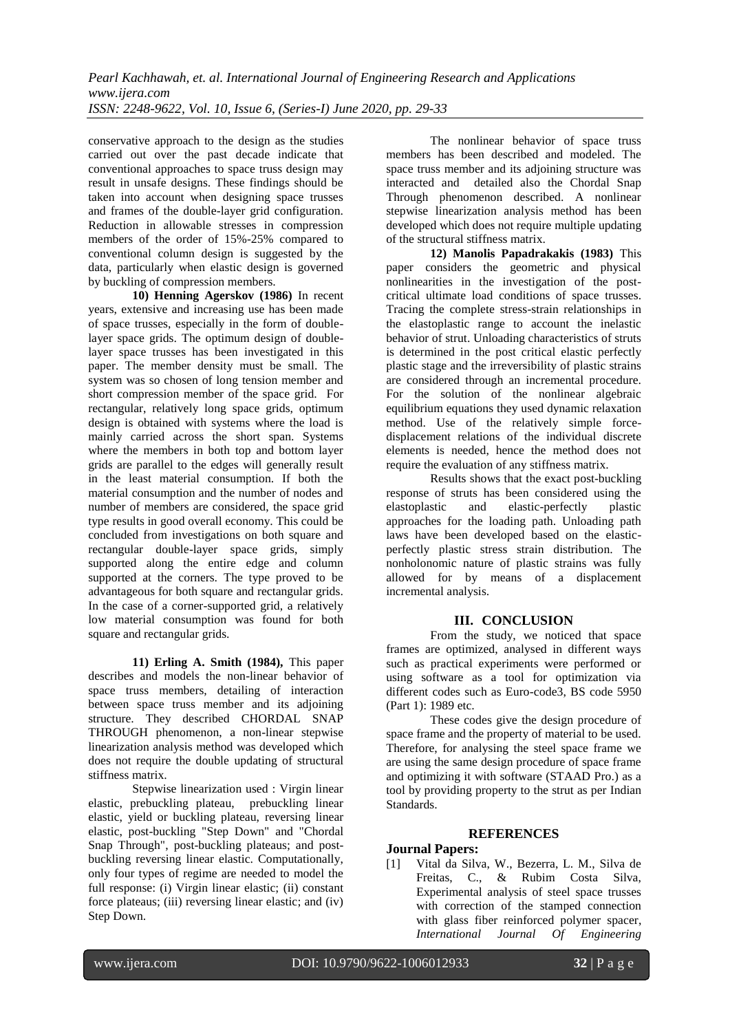conservative approach to the design as the studies carried out over the past decade indicate that conventional approaches to space truss design may result in unsafe designs. These findings should be taken into account when designing space trusses and frames of the double-layer grid configuration. Reduction in allowable stresses in compression members of the order of 15%-25% compared to conventional column design is suggested by the data, particularly when elastic design is governed by buckling of compression members.

**10) Henning Agerskov (1986)** In recent years, extensive and increasing use has been made of space trusses, especially in the form of double-layer space grids. The optimum design of double-layer space trusses has been investigated in this paper. The member density must be small. The system was so chosen of long tension member and short compression member of the space grid. For rectangular, relatively long space grids, optimum design is obtained with systems where the load is mainly carried across the short span. Systems where the members in both top and bottom layer grids are parallel to the edges will generally result in the least material consumption. If both the material consumption and the number of nodes and number of members are considered, the space grid type results in good overall economy. This could be concluded from investigations on both square and rectangular double-layer space grids, simply supported along the entire edge and column supported at the corners. The type proved to be advantageous for both square and rectangular grids. In the case of a corner-supported grid, a relatively low material consumption was found for both square and rectangular grids.

**11) Erling A. Smith (1984),** This paper describes and models the non-linear behavior of space truss members, detailing of interaction between space truss member and its adjoining structure. They described CHORDAL SNAP THROUGH phenomenon, a non-linear stepwise linearization analysis method was developed which does not require the double updating of structural stiffness matrix.

Stepwise linearization used : Virgin linear elastic, prebuckling plateau, prebuckling linear elastic, yield or buckling plateau, reversing linear elastic, post-buckling "Step Down" and "Chordal Snap Through", post-buckling plateaus; and post-buckling reversing linear elastic. Computationally, only four types of regime are needed to model the full response: (i) Virgin linear elastic; (ii) constant force plateaus; (iii) reversing linear elastic; and (iv) Step Down.

The nonlinear behavior of space truss members has been described and modeled. The space truss member and its adjoining structure was interacted and detailed also the Chordal Snap Through phenomenon described. A nonlinear stepwise linearization analysis method has been developed which does not require multiple updating of the structural stiffness matrix.

**12) Manolis Papadrakakis (1983)** This paper considers the geometric and physical nonlinearities in the investigation of the post-critical ultimate load conditions of space trusses. Tracing the complete stress-strain relationships in the elastoplastic range to account the inelastic behavior of strut. Unloading characteristics of struts is determined in the post critical elastic perfectly plastic stage and the irreversibility of plastic strains are considered through an incremental procedure. For the solution of the nonlinear algebraic equilibrium equations they used dynamic relaxation method. Use of the relatively simple force-displacement relations of the individual discrete elements is needed, hence the method does not require the evaluation of any stiffness matrix.

Results shows that the exact post-buckling response of struts has been considered using the elastoplastic and elastic-perfectly plastic approaches for the loading path. Unloading path laws have been developed based on the elastic-perfectly plastic stress strain distribution. The nonholonomic nature of plastic strains was fully allowed for by means of a displacement incremental analysis.

## III. CONCLUSION

From the study, we noticed that space frames are optimized, analysed in different ways such as practical experiments were performed or using software as a tool for optimization via different codes such as Euro-code3, BS code 5950 (Part 1): 1989 etc.

These codes give the design procedure of space frame and the property of material to be used. Therefore, for analysing the steel space frame we are using the same design procedure of space frame and optimizing it with software (STAAD Pro.) as a tool by providing property to the strut as per Indian Standards.

## REFERENCES

### Journal Papers:

[1] Vital da Silva, W., Bezerra, L. M., Silva de Freitas, C., & Rubim Costa Silva, Experimental analysis of steel space trusses with correction of the stamped connection with glass fiber reinforced polymer spacer, *International Journal Of Engineering*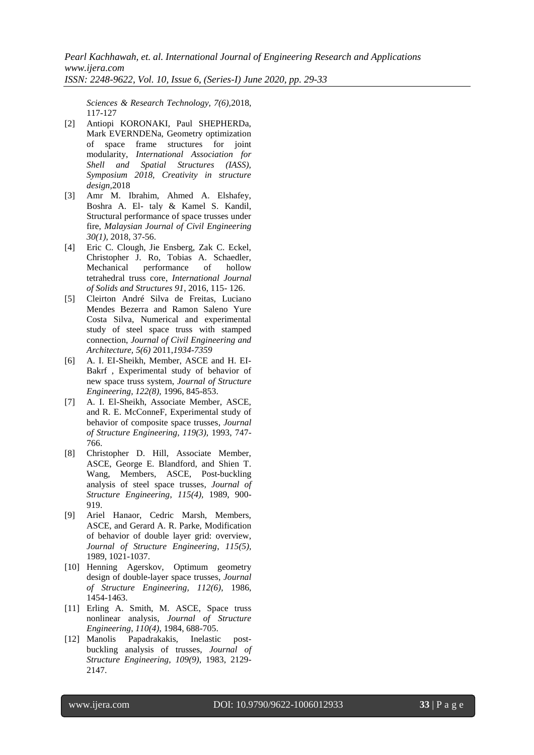*Sciences & Research Technology, 7(6),*2018, 117-127

[2] Antiopi KORONAKI, Paul SHEPHERDa, Mark EVERNDENa, Geometry optimization of space frame structures for joint modularity, *International Association for Shell and Spatial Structures (IASS), Symposium 2018, Creativity in structure design,*2018

[3] Amr M. Ibrahim, Ahmed A. Elshafey, Boshra A. El- taly & Kamel S. Kandil, Structural performance of space trusses under fire, *Malaysian Journal of Civil Engineering 30(1),* 2018, 37-56.

[4] Eric C. Clough, Jie Ensberg, Zak C. Eckel, Christopher J. Ro, Tobias A. Schaedler, Mechanical performance of hollow tetrahedral truss core, *International Journal of Solids and Structures 91*, 2016, 115- 126.

[5] Cleirton André Silva de Freitas, Luciano Mendes Bezerra and Ramon Saleno Yure Costa Silva, Numerical and experimental study of steel space truss with stamped connection, *Journal of Civil Engineering and Architecture, 5(6)* 2011,*1934-7359*

[6] A. I. EI-Sheikh, Member, ASCE and H. EI-Bakrf , Experimental study of behavior of new space truss system, *Journal of Structure Engineering, 122(8),* 1996, 845-853.

[7] A. I. El-Sheikh, Associate Member, ASCE, and R. E. McConneF, Experimental study of behavior of composite space trusses, *Journal of Structure Engineering, 119(3),* 1993, 747-766.

[8] Christopher D. Hill, Associate Member, ASCE, George E. Blandford, and Shien T. Wang, Members, ASCE, Post-buckling analysis of steel space trusses, *Journal of Structure Engineering, 115(4),* 1989, 900-919.

[9] Ariel Hanaor, Cedric Marsh, Members, ASCE, and Gerard A. R. Parke, Modification of behavior of double layer grid: overview, *Journal of Structure Engineering, 115(5),* 1989, 1021-1037.

[10] Henning Agerskov, Optimum geometry design of double-layer space trusses, *Journal of Structure Engineering, 112(6),* 1986, 1454-1463.

[11] Erling A. Smith, M. ASCE, Space truss nonlinear analysis, *Journal of Structure Engineering, 110(4),* 1984, 688-705.

[12] Manolis Papadrakakis, Inelastic post-buckling analysis of trusses, *Journal of Structure Engineering, 109(9),* 1983, 2129-2147.